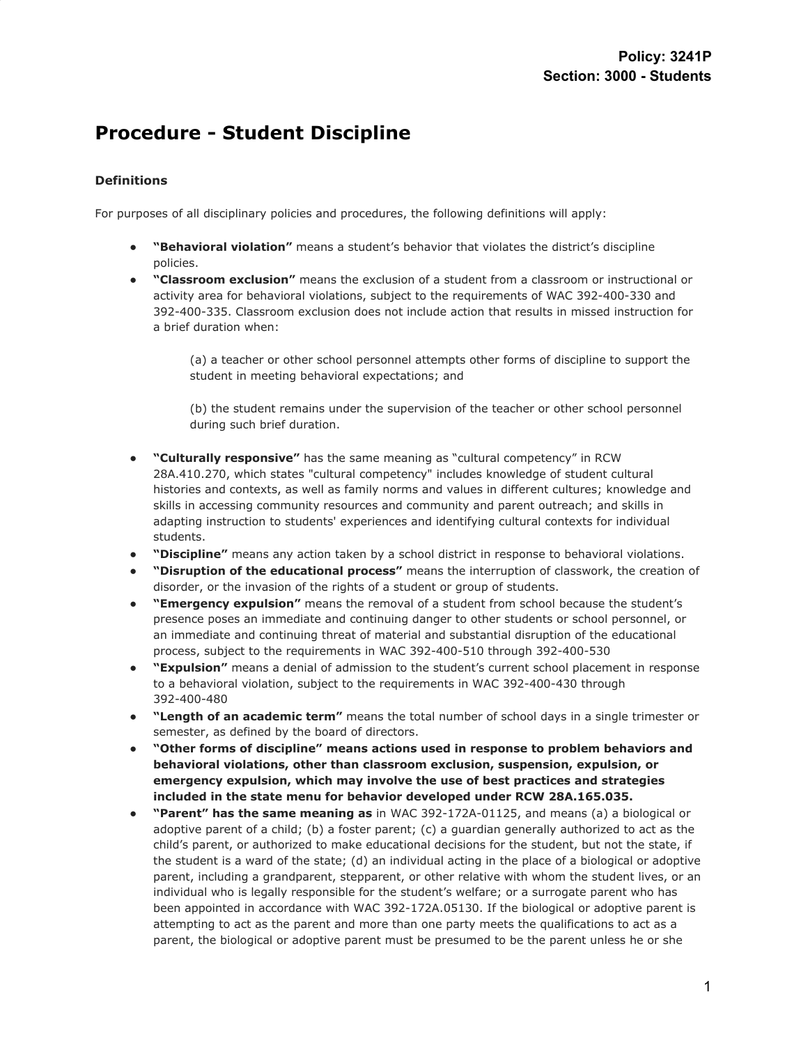**Policy: 3241P**
**Section: 3000 - Students**

# Procedure - Student Discipline

### Definitions

For purposes of all disciplinary policies and procedures, the following definitions will apply:

- **"Behavioral violation"** means a student's behavior that violates the district's discipline policies.
- **"Classroom exclusion"** means the exclusion of a student from a classroom or instructional or activity area for behavioral violations, subject to the requirements of WAC 392-400-330 and 392-400-335. Classroom exclusion does not include action that results in missed instruction for a brief duration when:

  (a) a teacher or other school personnel attempts other forms of discipline to support the student in meeting behavioral expectations; and

  (b) the student remains under the supervision of the teacher or other school personnel during such brief duration.

- **"Culturally responsive"** has the same meaning as "cultural competency" in RCW 28A.410.270, which states "cultural competency" includes knowledge of student cultural histories and contexts, as well as family norms and values in different cultures; knowledge and skills in accessing community resources and community and parent outreach; and skills in adapting instruction to students' experiences and identifying cultural contexts for individual students.
- **"Discipline"** means any action taken by a school district in response to behavioral violations.
- **"Disruption of the educational process"** means the interruption of classwork, the creation of disorder, or the invasion of the rights of a student or group of students.
- **"Emergency expulsion"** means the removal of a student from school because the student's presence poses an immediate and continuing danger to other students or school personnel, or an immediate and continuing threat of material and substantial disruption of the educational process, subject to the requirements in WAC 392-400-510 through 392-400-530
- **"Expulsion"** means a denial of admission to the student's current school placement in response to a behavioral violation, subject to the requirements in WAC 392-400-430 through 392-400-480
- **"Length of an academic term"** means the total number of school days in a single trimester or semester, as defined by the board of directors.
- **"Other forms of discipline" means actions used in response to problem behaviors and behavioral violations, other than classroom exclusion, suspension, expulsion, or emergency expulsion, which may involve the use of best practices and strategies included in the state menu for behavior developed under RCW 28A.165.035.**
- **"Parent" has the same meaning as** in WAC 392-172A-01125, and means (a) a biological or adoptive parent of a child; (b) a foster parent; (c) a guardian generally authorized to act as the child's parent, or authorized to make educational decisions for the student, but not the state, if the student is a ward of the state; (d) an individual acting in the place of a biological or adoptive parent, including a grandparent, stepparent, or other relative with whom the student lives, or an individual who is legally responsible for the student's welfare; or a surrogate parent who has been appointed in accordance with WAC 392-172A.05130. If the biological or adoptive parent is attempting to act as the parent and more than one party meets the qualifications to act as a parent, the biological or adoptive parent must be presumed to be the parent unless he or she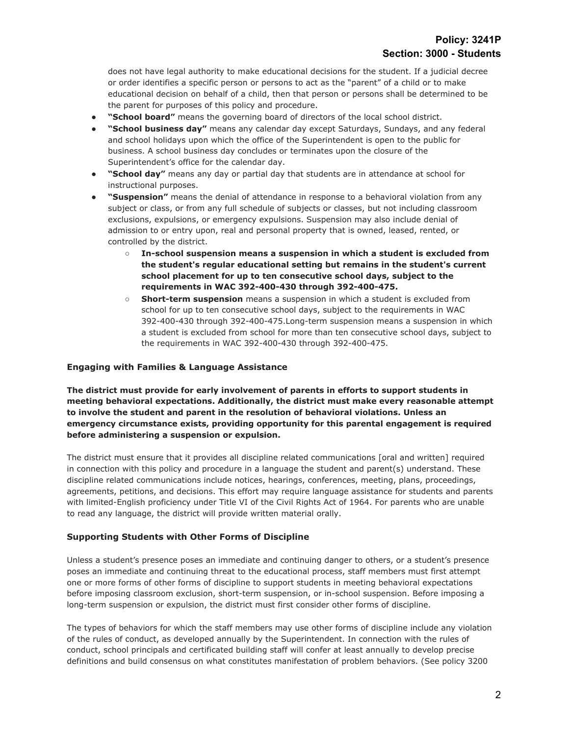does not have legal authority to make educational decisions for the student. If a judicial decree or order identifies a specific person or persons to act as the "parent" of a child or to make educational decision on behalf of a child, then that person or persons shall be determined to be the parent for purposes of this policy and procedure.

- **"School board"** means the governing board of directors of the local school district.
- **"School business day"** means any calendar day except Saturdays, Sundays, and any federal and school holidays upon which the office of the Superintendent is open to the public for business. A school business day concludes or terminates upon the closure of the Superintendent's office for the calendar day.
- **"School day"** means any day or partial day that students are in attendance at school for instructional purposes.
- **"Suspension"** means the denial of attendance in response to a behavioral violation from any subject or class, or from any full schedule of subjects or classes, but not including classroom exclusions, expulsions, or emergency expulsions. Suspension may also include denial of admission to or entry upon, real and personal property that is owned, leased, rented, or controlled by the district.
  - **In-school suspension means a suspension in which a student is excluded from the student's regular educational setting but remains in the student's current school placement for up to ten consecutive school days, subject to the requirements in WAC 392-400-430 through 392-400-475.**
  - **Short-term suspension** means a suspension in which a student is excluded from school for up to ten consecutive school days, subject to the requirements in WAC 392-400-430 through 392-400-475.Long-term suspension means a suspension in which a student is excluded from school for more than ten consecutive school days, subject to the requirements in WAC 392-400-430 through 392-400-475.

### Engaging with Families & Language Assistance

**The district must provide for early involvement of parents in efforts to support students in meeting behavioral expectations. Additionally, the district must make every reasonable attempt to involve the student and parent in the resolution of behavioral violations. Unless an emergency circumstance exists, providing opportunity for this parental engagement is required before administering a suspension or expulsion.**

The district must ensure that it provides all discipline related communications [oral and written] required in connection with this policy and procedure in a language the student and parent(s) understand. These discipline related communications include notices, hearings, conferences, meeting, plans, proceedings, agreements, petitions, and decisions. This effort may require language assistance for students and parents with limited-English proficiency under Title VI of the Civil Rights Act of 1964. For parents who are unable to read any language, the district will provide written material orally.

### Supporting Students with Other Forms of Discipline

Unless a student's presence poses an immediate and continuing danger to others, or a student's presence poses an immediate and continuing threat to the educational process, staff members must first attempt one or more forms of other forms of discipline to support students in meeting behavioral expectations before imposing classroom exclusion, short-term suspension, or in-school suspension. Before imposing a long-term suspension or expulsion, the district must first consider other forms of discipline.

The types of behaviors for which the staff members may use other forms of discipline include any violation of the rules of conduct, as developed annually by the Superintendent. In connection with the rules of conduct, school principals and certificated building staff will confer at least annually to develop precise definitions and build consensus on what constitutes manifestation of problem behaviors. (See policy 3200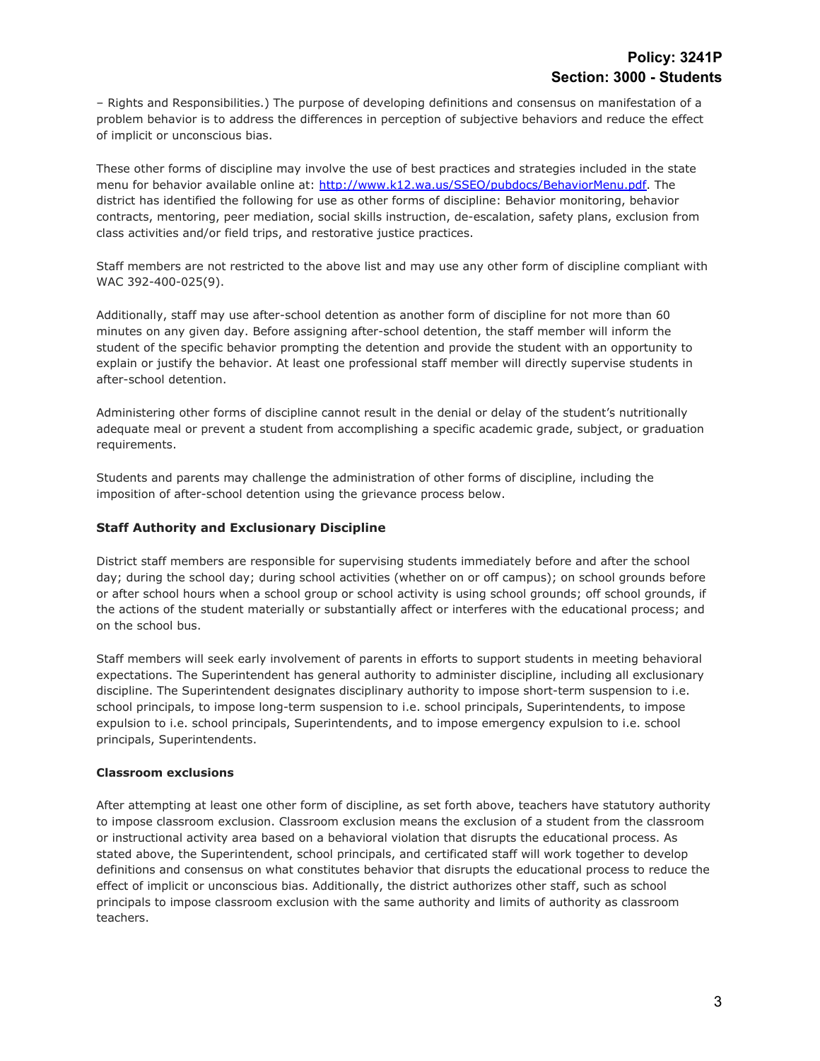– Rights and Responsibilities.) The purpose of developing definitions and consensus on manifestation of a problem behavior is to address the differences in perception of subjective behaviors and reduce the effect of implicit or unconscious bias.

These other forms of discipline may involve the use of best practices and strategies included in the state menu for behavior available online at: [http://www.k12.wa.us/SSEO/pubdocs/BehaviorMenu.pdf](http://www.k12.wa.us/SSEO/pubdocs/BehaviorMenu.pdf). The district has identified the following for use as other forms of discipline: Behavior monitoring, behavior contracts, mentoring, peer mediation, social skills instruction, de-escalation, safety plans, exclusion from class activities and/or field trips, and restorative justice practices.

Staff members are not restricted to the above list and may use any other form of discipline compliant with WAC 392-400-025(9).

Additionally, staff may use after-school detention as another form of discipline for not more than 60 minutes on any given day. Before assigning after-school detention, the staff member will inform the student of the specific behavior prompting the detention and provide the student with an opportunity to explain or justify the behavior. At least one professional staff member will directly supervise students in after-school detention.

Administering other forms of discipline cannot result in the denial or delay of the student's nutritionally adequate meal or prevent a student from accomplishing a specific academic grade, subject, or graduation requirements.

Students and parents may challenge the administration of other forms of discipline, including the imposition of after-school detention using the grievance process below.

### Staff Authority and Exclusionary Discipline

District staff members are responsible for supervising students immediately before and after the school day; during the school day; during school activities (whether on or off campus); on school grounds before or after school hours when a school group or school activity is using school grounds; off school grounds, if the actions of the student materially or substantially affect or interferes with the educational process; and on the school bus.

Staff members will seek early involvement of parents in efforts to support students in meeting behavioral expectations. The Superintendent has general authority to administer discipline, including all exclusionary discipline. The Superintendent designates disciplinary authority to impose short-term suspension to i.e. school principals, to impose long-term suspension to i.e. school principals, Superintendents, to impose expulsion to i.e. school principals, Superintendents, and to impose emergency expulsion to i.e. school principals, Superintendents.

### Classroom exclusions

After attempting at least one other form of discipline, as set forth above, teachers have statutory authority to impose classroom exclusion. Classroom exclusion means the exclusion of a student from the classroom or instructional activity area based on a behavioral violation that disrupts the educational process. As stated above, the Superintendent, school principals, and certificated staff will work together to develop definitions and consensus on what constitutes behavior that disrupts the educational process to reduce the effect of implicit or unconscious bias. Additionally, the district authorizes other staff, such as school principals to impose classroom exclusion with the same authority and limits of authority as classroom teachers.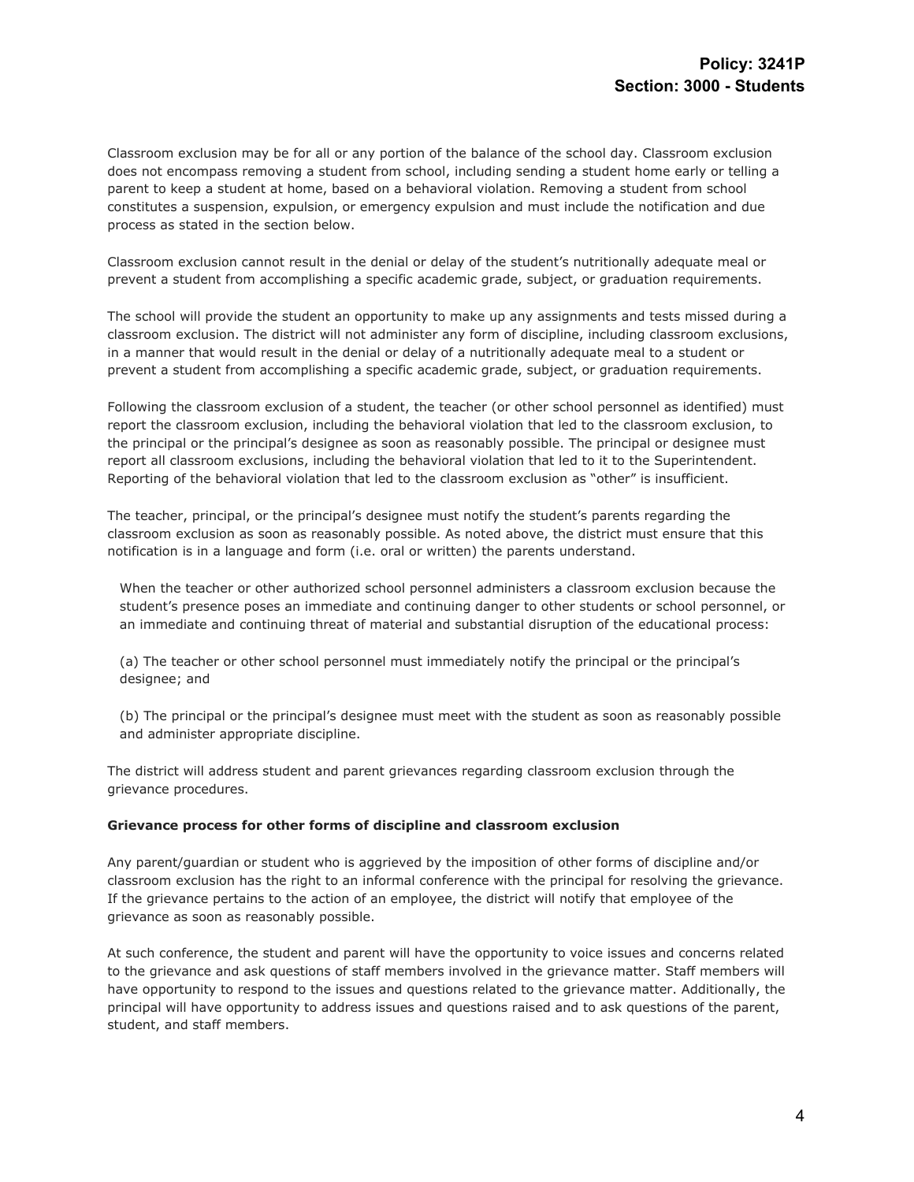Classroom exclusion may be for all or any portion of the balance of the school day. Classroom exclusion does not encompass removing a student from school, including sending a student home early or telling a parent to keep a student at home, based on a behavioral violation. Removing a student from school constitutes a suspension, expulsion, or emergency expulsion and must include the notification and due process as stated in the section below.

Classroom exclusion cannot result in the denial or delay of the student's nutritionally adequate meal or prevent a student from accomplishing a specific academic grade, subject, or graduation requirements.

The school will provide the student an opportunity to make up any assignments and tests missed during a classroom exclusion. The district will not administer any form of discipline, including classroom exclusions, in a manner that would result in the denial or delay of a nutritionally adequate meal to a student or prevent a student from accomplishing a specific academic grade, subject, or graduation requirements.

Following the classroom exclusion of a student, the teacher (or other school personnel as identified) must report the classroom exclusion, including the behavioral violation that led to the classroom exclusion, to the principal or the principal's designee as soon as reasonably possible. The principal or designee must report all classroom exclusions, including the behavioral violation that led to it to the Superintendent. Reporting of the behavioral violation that led to the classroom exclusion as "other" is insufficient.

The teacher, principal, or the principal's designee must notify the student's parents regarding the classroom exclusion as soon as reasonably possible. As noted above, the district must ensure that this notification is in a language and form (i.e. oral or written) the parents understand.

> When the teacher or other authorized school personnel administers a classroom exclusion because the student's presence poses an immediate and continuing danger to other students or school personnel, or an immediate and continuing threat of material and substantial disruption of the educational process:
>
> (a) The teacher or other school personnel must immediately notify the principal or the principal's designee; and
>
> (b) The principal or the principal's designee must meet with the student as soon as reasonably possible and administer appropriate discipline.

The district will address student and parent grievances regarding classroom exclusion through the grievance procedures.

**Grievance process for other forms of discipline and classroom exclusion**

Any parent/guardian or student who is aggrieved by the imposition of other forms of discipline and/or classroom exclusion has the right to an informal conference with the principal for resolving the grievance. If the grievance pertains to the action of an employee, the district will notify that employee of the grievance as soon as reasonably possible.

At such conference, the student and parent will have the opportunity to voice issues and concerns related to the grievance and ask questions of staff members involved in the grievance matter. Staff members will have opportunity to respond to the issues and questions related to the grievance matter. Additionally, the principal will have opportunity to address issues and questions raised and to ask questions of the parent, student, and staff members.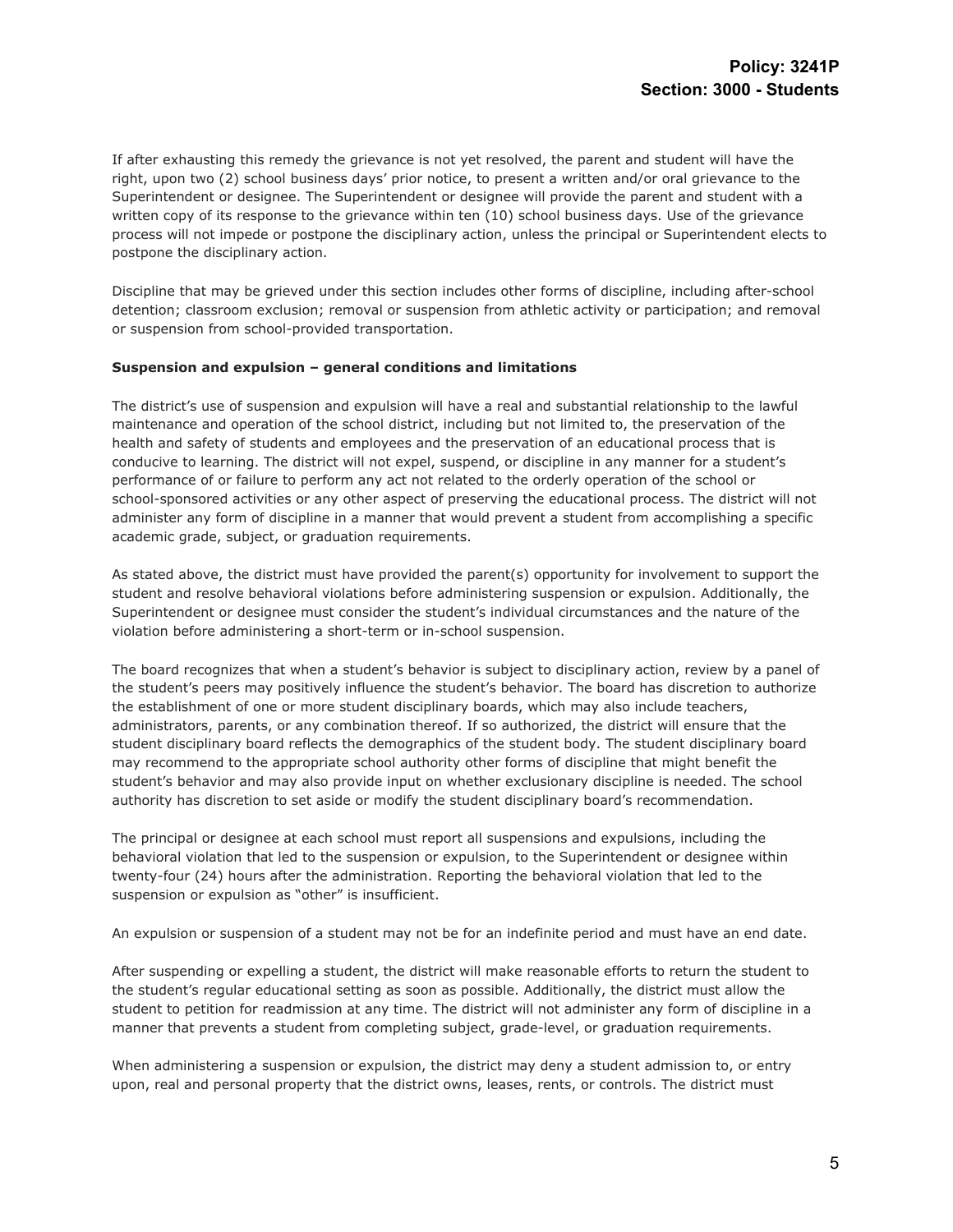If after exhausting this remedy the grievance is not yet resolved, the parent and student will have the right, upon two (2) school business days' prior notice, to present a written and/or oral grievance to the Superintendent or designee. The Superintendent or designee will provide the parent and student with a written copy of its response to the grievance within ten (10) school business days. Use of the grievance process will not impede or postpone the disciplinary action, unless the principal or Superintendent elects to postpone the disciplinary action.

Discipline that may be grieved under this section includes other forms of discipline, including after-school detention; classroom exclusion; removal or suspension from athletic activity or participation; and removal or suspension from school-provided transportation.

**Suspension and expulsion – general conditions and limitations**

The district's use of suspension and expulsion will have a real and substantial relationship to the lawful maintenance and operation of the school district, including but not limited to, the preservation of the health and safety of students and employees and the preservation of an educational process that is conducive to learning. The district will not expel, suspend, or discipline in any manner for a student's performance of or failure to perform any act not related to the orderly operation of the school or school-sponsored activities or any other aspect of preserving the educational process. The district will not administer any form of discipline in a manner that would prevent a student from accomplishing a specific academic grade, subject, or graduation requirements.

As stated above, the district must have provided the parent(s) opportunity for involvement to support the student and resolve behavioral violations before administering suspension or expulsion. Additionally, the Superintendent or designee must consider the student's individual circumstances and the nature of the violation before administering a short-term or in-school suspension.

The board recognizes that when a student's behavior is subject to disciplinary action, review by a panel of the student's peers may positively influence the student's behavior. The board has discretion to authorize the establishment of one or more student disciplinary boards, which may also include teachers, administrators, parents, or any combination thereof. If so authorized, the district will ensure that the student disciplinary board reflects the demographics of the student body. The student disciplinary board may recommend to the appropriate school authority other forms of discipline that might benefit the student's behavior and may also provide input on whether exclusionary discipline is needed. The school authority has discretion to set aside or modify the student disciplinary board's recommendation.

The principal or designee at each school must report all suspensions and expulsions, including the behavioral violation that led to the suspension or expulsion, to the Superintendent or designee within twenty-four (24) hours after the administration. Reporting the behavioral violation that led to the suspension or expulsion as "other" is insufficient.

An expulsion or suspension of a student may not be for an indefinite period and must have an end date.

After suspending or expelling a student, the district will make reasonable efforts to return the student to the student's regular educational setting as soon as possible. Additionally, the district must allow the student to petition for readmission at any time. The district will not administer any form of discipline in a manner that prevents a student from completing subject, grade-level, or graduation requirements.

When administering a suspension or expulsion, the district may deny a student admission to, or entry upon, real and personal property that the district owns, leases, rents, or controls. The district must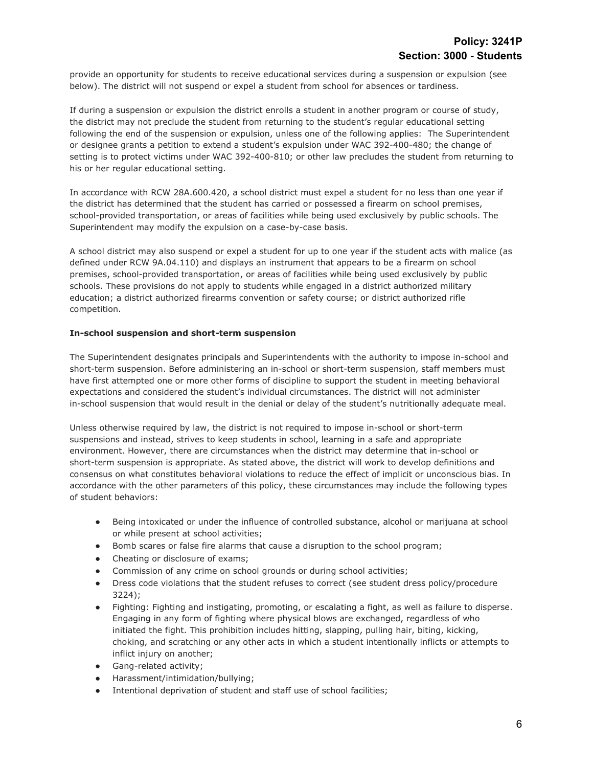provide an opportunity for students to receive educational services during a suspension or expulsion (see below). The district will not suspend or expel a student from school for absences or tardiness.

If during a suspension or expulsion the district enrolls a student in another program or course of study, the district may not preclude the student from returning to the student's regular educational setting following the end of the suspension or expulsion, unless one of the following applies: The Superintendent or designee grants a petition to extend a student's expulsion under WAC 392-400-480; the change of setting is to protect victims under WAC 392-400-810; or other law precludes the student from returning to his or her regular educational setting.

In accordance with RCW 28A.600.420, a school district must expel a student for no less than one year if the district has determined that the student has carried or possessed a firearm on school premises, school-provided transportation, or areas of facilities while being used exclusively by public schools. The Superintendent may modify the expulsion on a case-by-case basis.

A school district may also suspend or expel a student for up to one year if the student acts with malice (as defined under RCW 9A.04.110) and displays an instrument that appears to be a firearm on school premises, school-provided transportation, or areas of facilities while being used exclusively by public schools. These provisions do not apply to students while engaged in a district authorized military education; a district authorized firearms convention or safety course; or district authorized rifle competition.

**In-school suspension and short-term suspension**

The Superintendent designates principals and Superintendents with the authority to impose in-school and short-term suspension. Before administering an in-school or short-term suspension, staff members must have first attempted one or more other forms of discipline to support the student in meeting behavioral expectations and considered the student's individual circumstances. The district will not administer in-school suspension that would result in the denial or delay of the student's nutritionally adequate meal.

Unless otherwise required by law, the district is not required to impose in-school or short-term suspensions and instead, strives to keep students in school, learning in a safe and appropriate environment. However, there are circumstances when the district may determine that in-school or short-term suspension is appropriate. As stated above, the district will work to develop definitions and consensus on what constitutes behavioral violations to reduce the effect of implicit or unconscious bias. In accordance with the other parameters of this policy, these circumstances may include the following types of student behaviors:

- Being intoxicated or under the influence of controlled substance, alcohol or marijuana at school or while present at school activities;
- Bomb scares or false fire alarms that cause a disruption to the school program;
- Cheating or disclosure of exams;
- Commission of any crime on school grounds or during school activities;
- Dress code violations that the student refuses to correct (see student dress policy/procedure 3224);
- Fighting: Fighting and instigating, promoting, or escalating a fight, as well as failure to disperse. Engaging in any form of fighting where physical blows are exchanged, regardless of who initiated the fight. This prohibition includes hitting, slapping, pulling hair, biting, kicking, choking, and scratching or any other acts in which a student intentionally inflicts or attempts to inflict injury on another;
- Gang-related activity;
- Harassment/intimidation/bullying;
- Intentional deprivation of student and staff use of school facilities;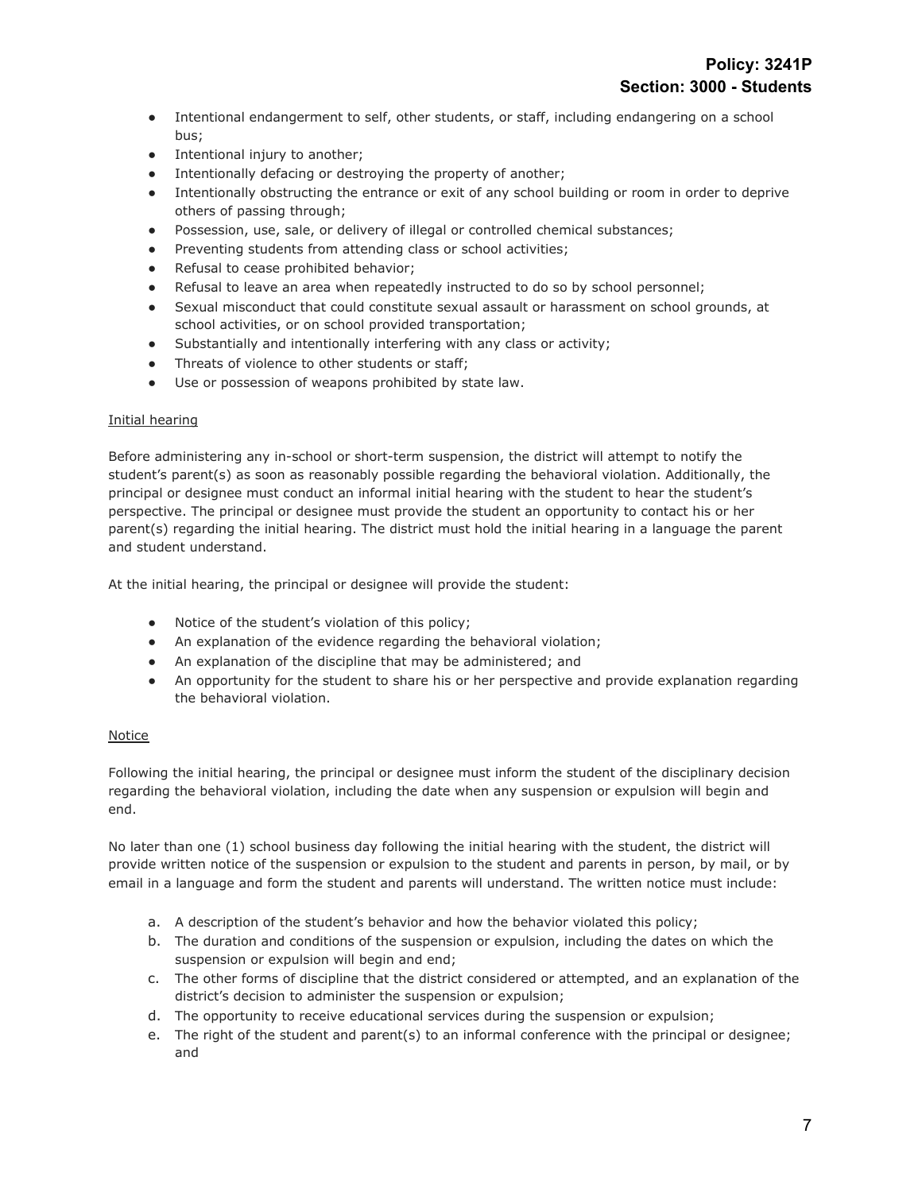- Intentional endangerment to self, other students, or staff, including endangering on a school bus;
- Intentional injury to another;
- Intentionally defacing or destroying the property of another;
- Intentionally obstructing the entrance or exit of any school building or room in order to deprive others of passing through;
- Possession, use, sale, or delivery of illegal or controlled chemical substances;
- Preventing students from attending class or school activities;
- Refusal to cease prohibited behavior;
- Refusal to leave an area when repeatedly instructed to do so by school personnel;
- Sexual misconduct that could constitute sexual assault or harassment on school grounds, at school activities, or on school provided transportation;
- Substantially and intentionally interfering with any class or activity;
- Threats of violence to other students or staff;
- Use or possession of weapons prohibited by state law.

Initial hearing

Before administering any in-school or short-term suspension, the district will attempt to notify the student's parent(s) as soon as reasonably possible regarding the behavioral violation. Additionally, the principal or designee must conduct an informal initial hearing with the student to hear the student's perspective. The principal or designee must provide the student an opportunity to contact his or her parent(s) regarding the initial hearing. The district must hold the initial hearing in a language the parent and student understand.

At the initial hearing, the principal or designee will provide the student:

- Notice of the student's violation of this policy;
- An explanation of the evidence regarding the behavioral violation;
- An explanation of the discipline that may be administered; and
- An opportunity for the student to share his or her perspective and provide explanation regarding the behavioral violation.

Notice

Following the initial hearing, the principal or designee must inform the student of the disciplinary decision regarding the behavioral violation, including the date when any suspension or expulsion will begin and end.

No later than one (1) school business day following the initial hearing with the student, the district will provide written notice of the suspension or expulsion to the student and parents in person, by mail, or by email in a language and form the student and parents will understand. The written notice must include:

a. A description of the student's behavior and how the behavior violated this policy;
b. The duration and conditions of the suspension or expulsion, including the dates on which the suspension or expulsion will begin and end;
c. The other forms of discipline that the district considered or attempted, and an explanation of the district's decision to administer the suspension or expulsion;
d. The opportunity to receive educational services during the suspension or expulsion;
e. The right of the student and parent(s) to an informal conference with the principal or designee; and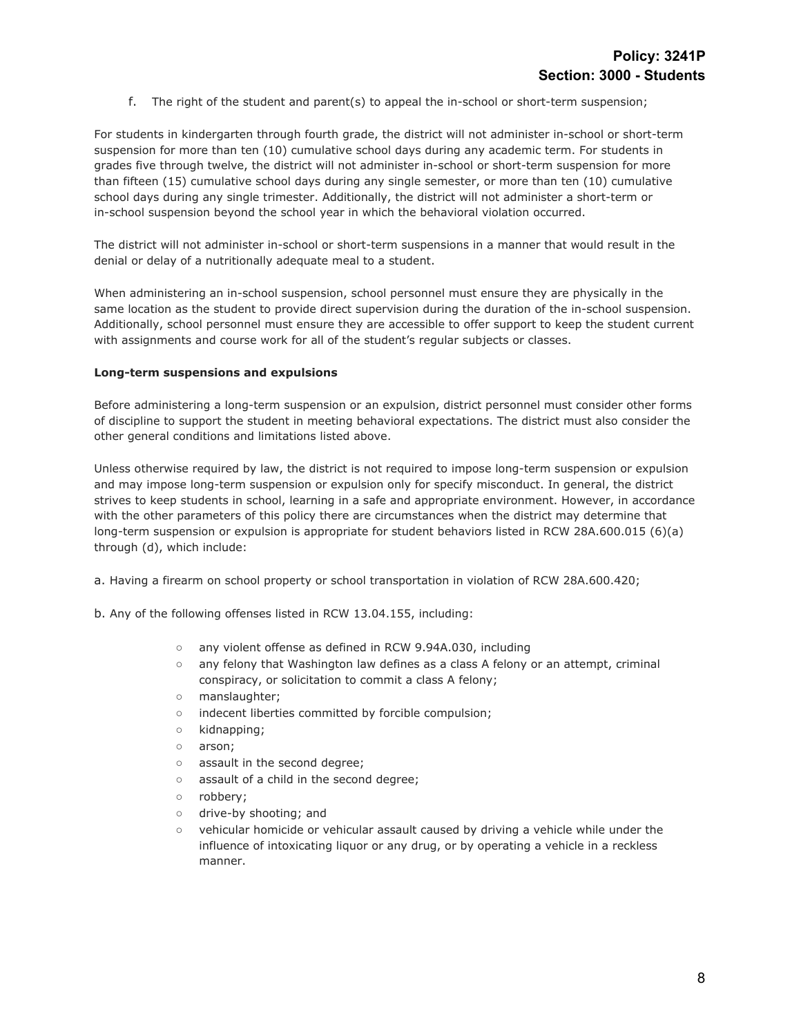f. The right of the student and parent(s) to appeal the in-school or short-term suspension;

For students in kindergarten through fourth grade, the district will not administer in-school or short-term suspension for more than ten (10) cumulative school days during any academic term. For students in grades five through twelve, the district will not administer in-school or short-term suspension for more than fifteen (15) cumulative school days during any single semester, or more than ten (10) cumulative school days during any single trimester. Additionally, the district will not administer a short-term or in-school suspension beyond the school year in which the behavioral violation occurred.

The district will not administer in-school or short-term suspensions in a manner that would result in the denial or delay of a nutritionally adequate meal to a student.

When administering an in-school suspension, school personnel must ensure they are physically in the same location as the student to provide direct supervision during the duration of the in-school suspension. Additionally, school personnel must ensure they are accessible to offer support to keep the student current with assignments and course work for all of the student's regular subjects or classes.

**Long-term suspensions and expulsions**

Before administering a long-term suspension or an expulsion, district personnel must consider other forms of discipline to support the student in meeting behavioral expectations. The district must also consider the other general conditions and limitations listed above.

Unless otherwise required by law, the district is not required to impose long-term suspension or expulsion and may impose long-term suspension or expulsion only for specify misconduct. In general, the district strives to keep students in school, learning in a safe and appropriate environment. However, in accordance with the other parameters of this policy there are circumstances when the district may determine that long-term suspension or expulsion is appropriate for student behaviors listed in RCW 28A.600.015 (6)(a) through (d), which include:

a. Having a firearm on school property or school transportation in violation of RCW 28A.600.420;

b. Any of the following offenses listed in RCW 13.04.155, including:

- any violent offense as defined in RCW 9.94A.030, including
- any felony that Washington law defines as a class A felony or an attempt, criminal conspiracy, or solicitation to commit a class A felony;
- manslaughter;
- indecent liberties committed by forcible compulsion;
- kidnapping;
- arson;
- assault in the second degree;
- assault of a child in the second degree;
- robbery;
- drive-by shooting; and
- vehicular homicide or vehicular assault caused by driving a vehicle while under the influence of intoxicating liquor or any drug, or by operating a vehicle in a reckless manner.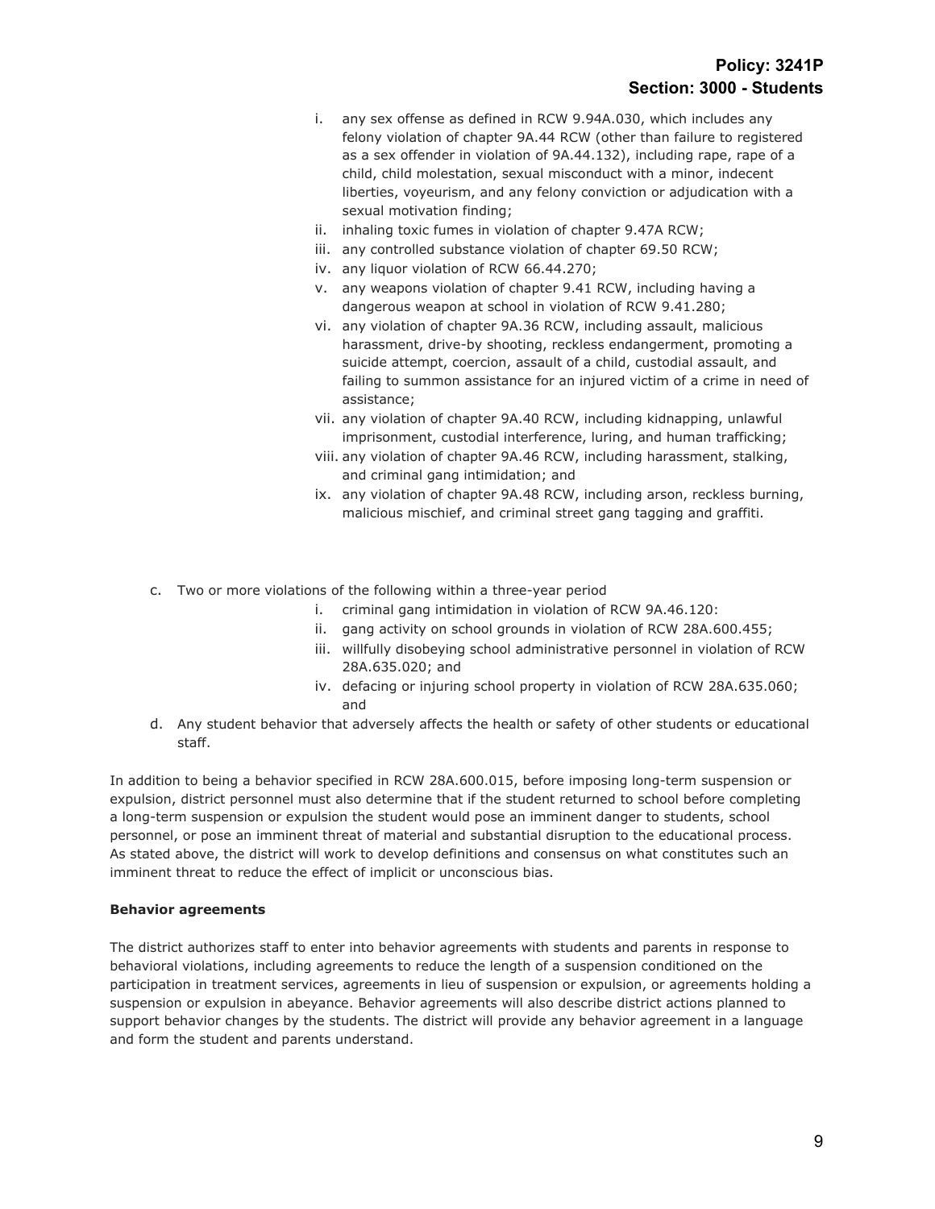i. any sex offense as defined in RCW 9.94A.030, which includes any felony violation of chapter 9A.44 RCW (other than failure to registered as a sex offender in violation of 9A.44.132), including rape, rape of a child, child molestation, sexual misconduct with a minor, indecent liberties, voyeurism, and any felony conviction or adjudication with a sexual motivation finding;
   ii. inhaling toxic fumes in violation of chapter 9.47A RCW;
   iii. any controlled substance violation of chapter 69.50 RCW;
   iv. any liquor violation of RCW 66.44.270;
   v. any weapons violation of chapter 9.41 RCW, including having a dangerous weapon at school in violation of RCW 9.41.280;
   vi. any violation of chapter 9A.36 RCW, including assault, malicious harassment, drive-by shooting, reckless endangerment, promoting a suicide attempt, coercion, assault of a child, custodial assault, and failing to summon assistance for an injured victim of a crime in need of assistance;
   vii. any violation of chapter 9A.40 RCW, including kidnapping, unlawful imprisonment, custodial interference, luring, and human trafficking;
   viii. any violation of chapter 9A.46 RCW, including harassment, stalking, and criminal gang intimidation; and
   ix. any violation of chapter 9A.48 RCW, including arson, reckless burning, malicious mischief, and criminal street gang tagging and graffiti.

c. Two or more violations of the following within a three-year period
   i. criminal gang intimidation in violation of RCW 9A.46.120:
   ii. gang activity on school grounds in violation of RCW 28A.600.455;
   iii. willfully disobeying school administrative personnel in violation of RCW 28A.635.020; and
   iv. defacing or injuring school property in violation of RCW 28A.635.060; and
d. Any student behavior that adversely affects the health or safety of other students or educational staff.

In addition to being a behavior specified in RCW 28A.600.015, before imposing long-term suspension or expulsion, district personnel must also determine that if the student returned to school before completing a long-term suspension or expulsion the student would pose an imminent danger to students, school personnel, or pose an imminent threat of material and substantial disruption to the educational process. As stated above, the district will work to develop definitions and consensus on what constitutes such an imminent threat to reduce the effect of implicit or unconscious bias.

**Behavior agreements**

The district authorizes staff to enter into behavior agreements with students and parents in response to behavioral violations, including agreements to reduce the length of a suspension conditioned on the participation in treatment services, agreements in lieu of suspension or expulsion, or agreements holding a suspension or expulsion in abeyance. Behavior agreements will also describe district actions planned to support behavior changes by the students. The district will provide any behavior agreement in a language and form the student and parents understand.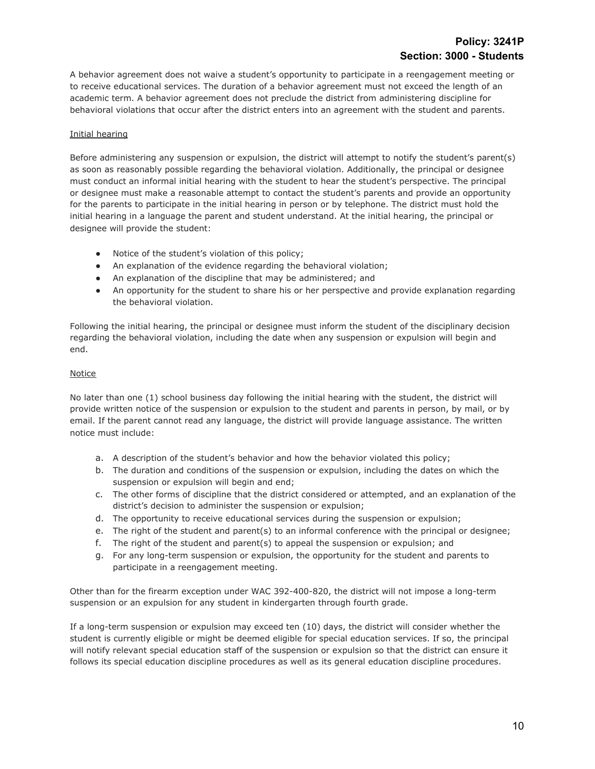A behavior agreement does not waive a student's opportunity to participate in a reengagement meeting or to receive educational services. The duration of a behavior agreement must not exceed the length of an academic term. A behavior agreement does not preclude the district from administering discipline for behavioral violations that occur after the district enters into an agreement with the student and parents.

Initial hearing

Before administering any suspension or expulsion, the district will attempt to notify the student's parent(s) as soon as reasonably possible regarding the behavioral violation. Additionally, the principal or designee must conduct an informal initial hearing with the student to hear the student's perspective. The principal or designee must make a reasonable attempt to contact the student's parents and provide an opportunity for the parents to participate in the initial hearing in person or by telephone. The district must hold the initial hearing in a language the parent and student understand. At the initial hearing, the principal or designee will provide the student:

- Notice of the student's violation of this policy;
- An explanation of the evidence regarding the behavioral violation;
- An explanation of the discipline that may be administered; and
- An opportunity for the student to share his or her perspective and provide explanation regarding the behavioral violation.

Following the initial hearing, the principal or designee must inform the student of the disciplinary decision regarding the behavioral violation, including the date when any suspension or expulsion will begin and end.

Notice

No later than one (1) school business day following the initial hearing with the student, the district will provide written notice of the suspension or expulsion to the student and parents in person, by mail, or by email. If the parent cannot read any language, the district will provide language assistance. The written notice must include:

a. A description of the student's behavior and how the behavior violated this policy;
b. The duration and conditions of the suspension or expulsion, including the dates on which the suspension or expulsion will begin and end;
c. The other forms of discipline that the district considered or attempted, and an explanation of the district's decision to administer the suspension or expulsion;
d. The opportunity to receive educational services during the suspension or expulsion;
e. The right of the student and parent(s) to an informal conference with the principal or designee;
f. The right of the student and parent(s) to appeal the suspension or expulsion; and
g. For any long-term suspension or expulsion, the opportunity for the student and parents to participate in a reengagement meeting.

Other than for the firearm exception under WAC 392-400-820, the district will not impose a long-term suspension or an expulsion for any student in kindergarten through fourth grade.

If a long-term suspension or expulsion may exceed ten (10) days, the district will consider whether the student is currently eligible or might be deemed eligible for special education services. If so, the principal will notify relevant special education staff of the suspension or expulsion so that the district can ensure it follows its special education discipline procedures as well as its general education discipline procedures.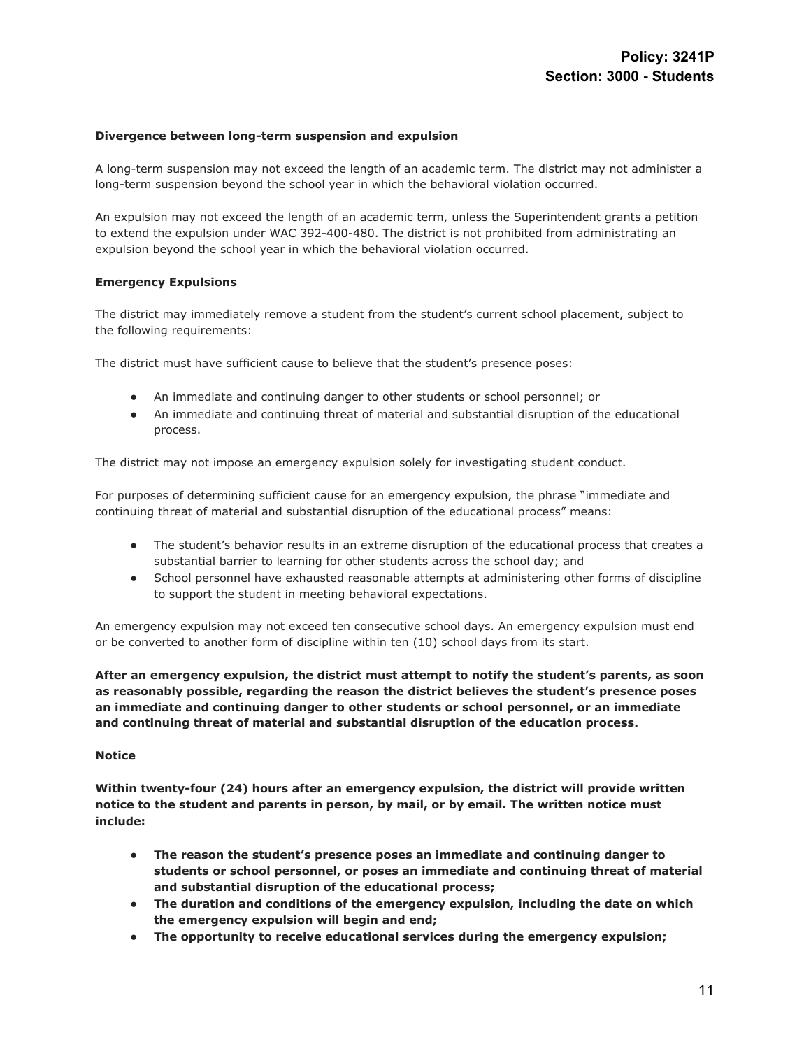**Divergence between long-term suspension and expulsion**

A long-term suspension may not exceed the length of an academic term. The district may not administer a long-term suspension beyond the school year in which the behavioral violation occurred.

An expulsion may not exceed the length of an academic term, unless the Superintendent grants a petition to extend the expulsion under WAC 392-400-480. The district is not prohibited from administrating an expulsion beyond the school year in which the behavioral violation occurred.

**Emergency Expulsions**

The district may immediately remove a student from the student's current school placement, subject to the following requirements:

The district must have sufficient cause to believe that the student's presence poses:

- An immediate and continuing danger to other students or school personnel; or
- An immediate and continuing threat of material and substantial disruption of the educational process.

The district may not impose an emergency expulsion solely for investigating student conduct.

For purposes of determining sufficient cause for an emergency expulsion, the phrase "immediate and continuing threat of material and substantial disruption of the educational process" means:

- The student's behavior results in an extreme disruption of the educational process that creates a substantial barrier to learning for other students across the school day; and
- School personnel have exhausted reasonable attempts at administering other forms of discipline to support the student in meeting behavioral expectations.

An emergency expulsion may not exceed ten consecutive school days. An emergency expulsion must end or be converted to another form of discipline within ten (10) school days from its start.

**After an emergency expulsion, the district must attempt to notify the student's parents, as soon as reasonably possible, regarding the reason the district believes the student's presence poses an immediate and continuing danger to other students or school personnel, or an immediate and continuing threat of material and substantial disruption of the education process.**

**Notice**

**Within twenty-four (24) hours after an emergency expulsion, the district will provide written notice to the student and parents in person, by mail, or by email. The written notice must include:**

- **The reason the student's presence poses an immediate and continuing danger to students or school personnel, or poses an immediate and continuing threat of material and substantial disruption of the educational process;**
- **The duration and conditions of the emergency expulsion, including the date on which the emergency expulsion will begin and end;**
- **The opportunity to receive educational services during the emergency expulsion;**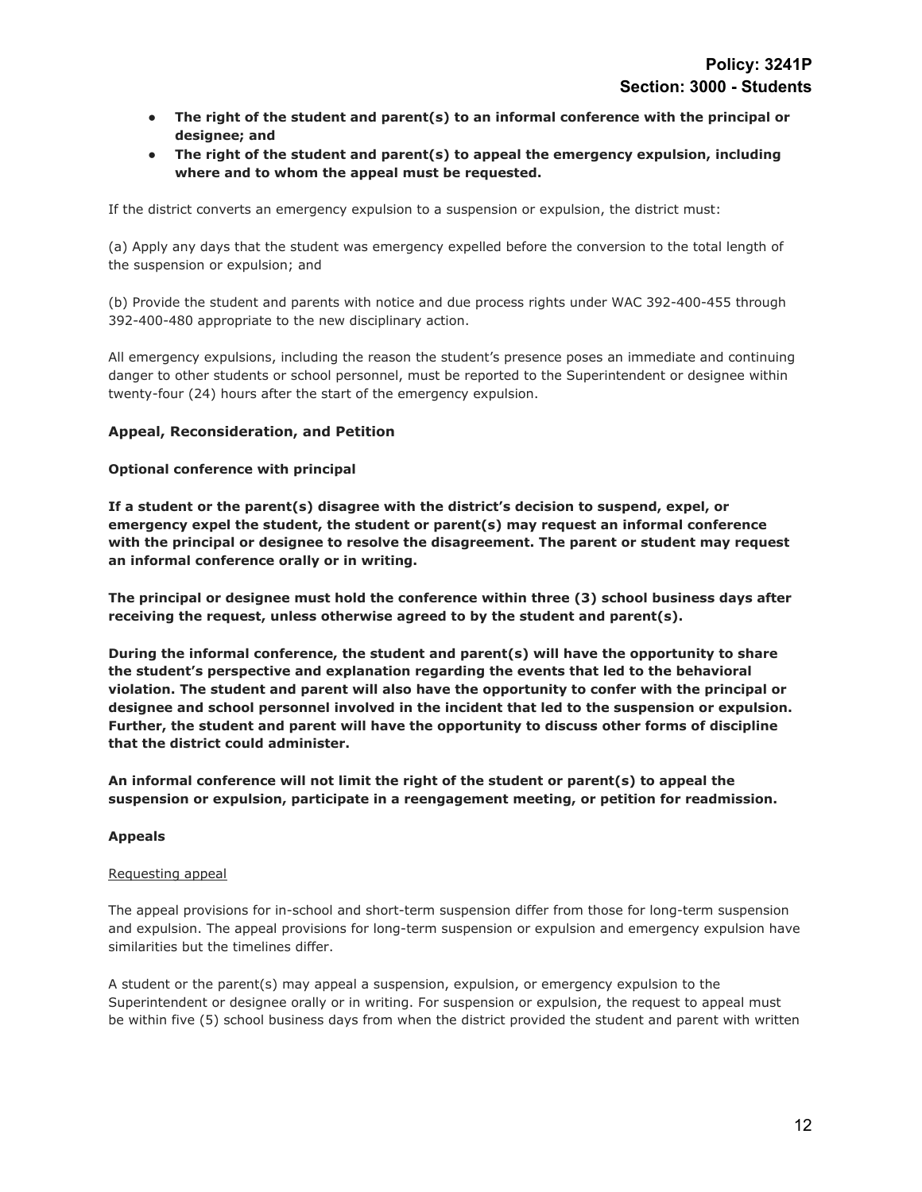- **The right of the student and parent(s) to an informal conference with the principal or designee; and**
- **The right of the student and parent(s) to appeal the emergency expulsion, including where and to whom the appeal must be requested.**

If the district converts an emergency expulsion to a suspension or expulsion, the district must:

(a) Apply any days that the student was emergency expelled before the conversion to the total length of the suspension or expulsion; and

(b) Provide the student and parents with notice and due process rights under WAC 392-400-455 through 392-400-480 appropriate to the new disciplinary action.

All emergency expulsions, including the reason the student's presence poses an immediate and continuing danger to other students or school personnel, must be reported to the Superintendent or designee within twenty-four (24) hours after the start of the emergency expulsion.

### Appeal, Reconsideration, and Petition

#### Optional conference with principal

**If a student or the parent(s) disagree with the district's decision to suspend, expel, or emergency expel the student, the student or parent(s) may request an informal conference with the principal or designee to resolve the disagreement. The parent or student may request an informal conference orally or in writing.**

**The principal or designee must hold the conference within three (3) school business days after receiving the request, unless otherwise agreed to by the student and parent(s).**

**During the informal conference, the student and parent(s) will have the opportunity to share the student's perspective and explanation regarding the events that led to the behavioral violation. The student and parent will also have the opportunity to confer with the principal or designee and school personnel involved in the incident that led to the suspension or expulsion. Further, the student and parent will have the opportunity to discuss other forms of discipline that the district could administer.**

**An informal conference will not limit the right of the student or parent(s) to appeal the suspension or expulsion, participate in a reengagement meeting, or petition for readmission.**

#### Appeals

<u>Requesting appeal</u>

The appeal provisions for in-school and short-term suspension differ from those for long-term suspension and expulsion. The appeal provisions for long-term suspension or expulsion and emergency expulsion have similarities but the timelines differ.

A student or the parent(s) may appeal a suspension, expulsion, or emergency expulsion to the Superintendent or designee orally or in writing. For suspension or expulsion, the request to appeal must be within five (5) school business days from when the district provided the student and parent with written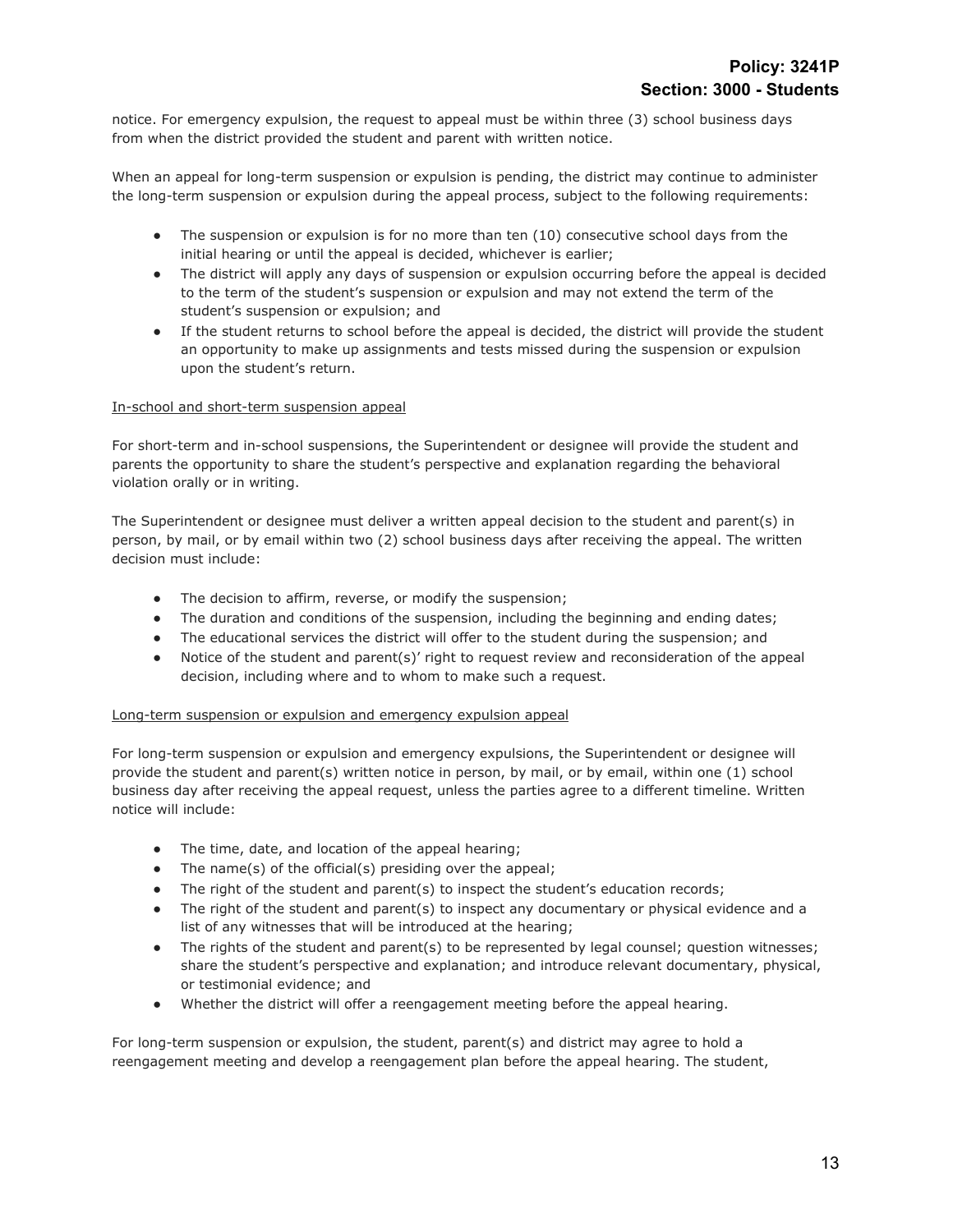notice. For emergency expulsion, the request to appeal must be within three (3) school business days from when the district provided the student and parent with written notice.

When an appeal for long-term suspension or expulsion is pending, the district may continue to administer the long-term suspension or expulsion during the appeal process, subject to the following requirements:

- The suspension or expulsion is for no more than ten (10) consecutive school days from the initial hearing or until the appeal is decided, whichever is earlier;
- The district will apply any days of suspension or expulsion occurring before the appeal is decided to the term of the student's suspension or expulsion and may not extend the term of the student's suspension or expulsion; and
- If the student returns to school before the appeal is decided, the district will provide the student an opportunity to make up assignments and tests missed during the suspension or expulsion upon the student's return.

<u>In-school and short-term suspension appeal</u>

For short-term and in-school suspensions, the Superintendent or designee will provide the student and parents the opportunity to share the student's perspective and explanation regarding the behavioral violation orally or in writing.

The Superintendent or designee must deliver a written appeal decision to the student and parent(s) in person, by mail, or by email within two (2) school business days after receiving the appeal. The written decision must include:

- The decision to affirm, reverse, or modify the suspension;
- The duration and conditions of the suspension, including the beginning and ending dates;
- The educational services the district will offer to the student during the suspension; and
- Notice of the student and parent(s)' right to request review and reconsideration of the appeal decision, including where and to whom to make such a request.

<u>Long-term suspension or expulsion and emergency expulsion appeal</u>

For long-term suspension or expulsion and emergency expulsions, the Superintendent or designee will provide the student and parent(s) written notice in person, by mail, or by email, within one (1) school business day after receiving the appeal request, unless the parties agree to a different timeline. Written notice will include:

- The time, date, and location of the appeal hearing;
- The name(s) of the official(s) presiding over the appeal;
- The right of the student and parent(s) to inspect the student's education records;
- The right of the student and parent(s) to inspect any documentary or physical evidence and a list of any witnesses that will be introduced at the hearing;
- The rights of the student and parent(s) to be represented by legal counsel; question witnesses; share the student's perspective and explanation; and introduce relevant documentary, physical, or testimonial evidence; and
- Whether the district will offer a reengagement meeting before the appeal hearing.

For long-term suspension or expulsion, the student, parent(s) and district may agree to hold a reengagement meeting and develop a reengagement plan before the appeal hearing. The student,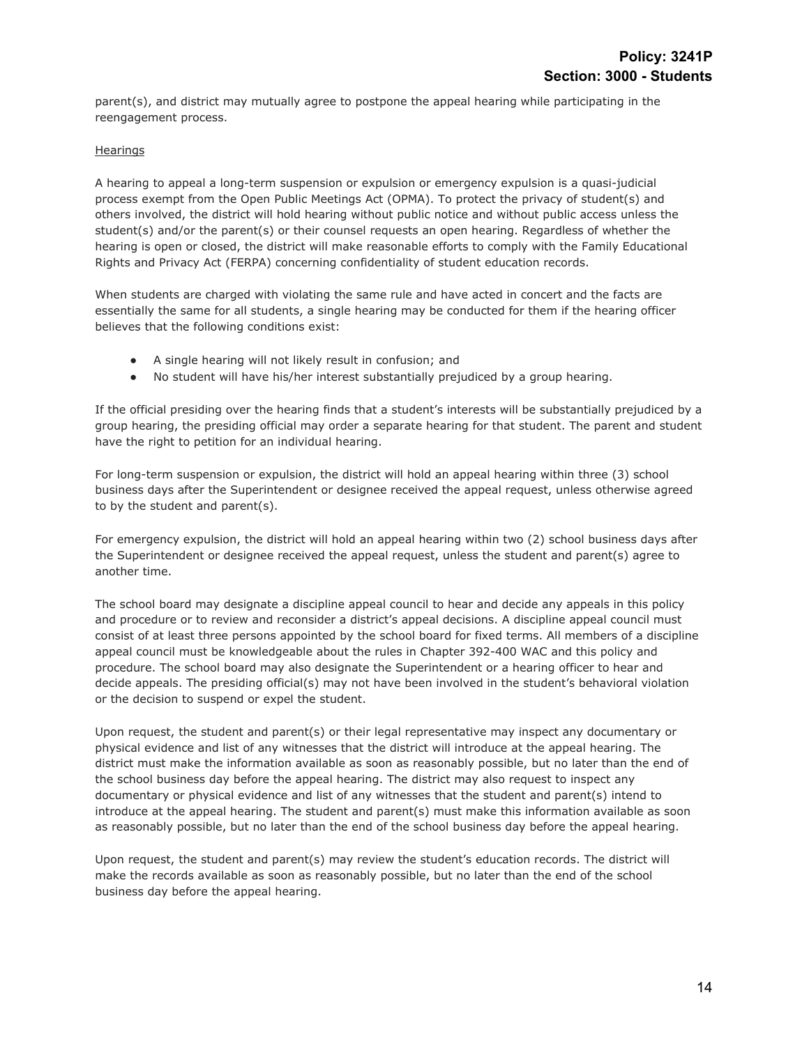parent(s), and district may mutually agree to postpone the appeal hearing while participating in the reengagement process.

<u>Hearings</u>

A hearing to appeal a long-term suspension or expulsion or emergency expulsion is a quasi-judicial process exempt from the Open Public Meetings Act (OPMA). To protect the privacy of student(s) and others involved, the district will hold hearing without public notice and without public access unless the student(s) and/or the parent(s) or their counsel requests an open hearing. Regardless of whether the hearing is open or closed, the district will make reasonable efforts to comply with the Family Educational Rights and Privacy Act (FERPA) concerning confidentiality of student education records.

When students are charged with violating the same rule and have acted in concert and the facts are essentially the same for all students, a single hearing may be conducted for them if the hearing officer believes that the following conditions exist:

- A single hearing will not likely result in confusion; and
- No student will have his/her interest substantially prejudiced by a group hearing.

If the official presiding over the hearing finds that a student's interests will be substantially prejudiced by a group hearing, the presiding official may order a separate hearing for that student. The parent and student have the right to petition for an individual hearing.

For long-term suspension or expulsion, the district will hold an appeal hearing within three (3) school business days after the Superintendent or designee received the appeal request, unless otherwise agreed to by the student and parent(s).

For emergency expulsion, the district will hold an appeal hearing within two (2) school business days after the Superintendent or designee received the appeal request, unless the student and parent(s) agree to another time.

The school board may designate a discipline appeal council to hear and decide any appeals in this policy and procedure or to review and reconsider a district's appeal decisions. A discipline appeal council must consist of at least three persons appointed by the school board for fixed terms. All members of a discipline appeal council must be knowledgeable about the rules in Chapter 392-400 WAC and this policy and procedure. The school board may also designate the Superintendent or a hearing officer to hear and decide appeals. The presiding official(s) may not have been involved in the student's behavioral violation or the decision to suspend or expel the student.

Upon request, the student and parent(s) or their legal representative may inspect any documentary or physical evidence and list of any witnesses that the district will introduce at the appeal hearing. The district must make the information available as soon as reasonably possible, but no later than the end of the school business day before the appeal hearing. The district may also request to inspect any documentary or physical evidence and list of any witnesses that the student and parent(s) intend to introduce at the appeal hearing. The student and parent(s) must make this information available as soon as reasonably possible, but no later than the end of the school business day before the appeal hearing.

Upon request, the student and parent(s) may review the student's education records. The district will make the records available as soon as reasonably possible, but no later than the end of the school business day before the appeal hearing.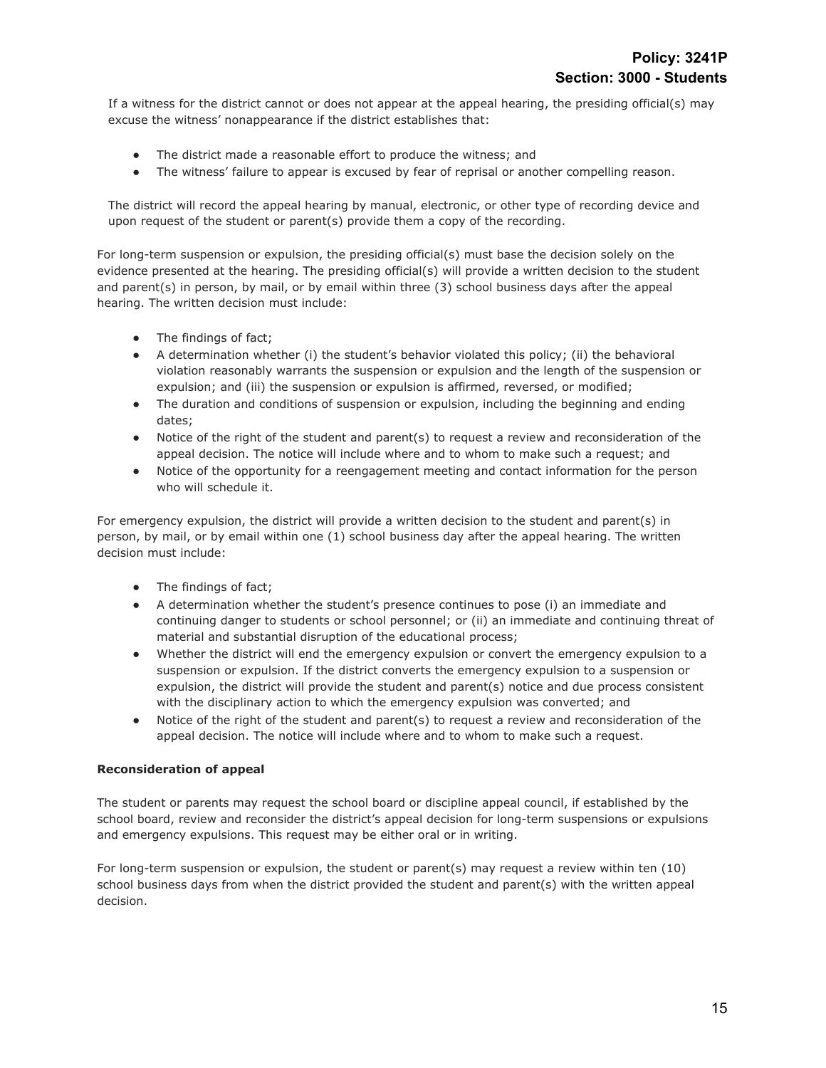If a witness for the district cannot or does not appear at the appeal hearing, the presiding official(s) may excuse the witness' nonappearance if the district establishes that:

- The district made a reasonable effort to produce the witness; and
- The witness' failure to appear is excused by fear of reprisal or another compelling reason.

The district will record the appeal hearing by manual, electronic, or other type of recording device and upon request of the student or parent(s) provide them a copy of the recording.

For long-term suspension or expulsion, the presiding official(s) must base the decision solely on the evidence presented at the hearing. The presiding official(s) will provide a written decision to the student and parent(s) in person, by mail, or by email within three (3) school business days after the appeal hearing. The written decision must include:

- The findings of fact;
- A determination whether (i) the student's behavior violated this policy; (ii) the behavioral violation reasonably warrants the suspension or expulsion and the length of the suspension or expulsion; and (iii) the suspension or expulsion is affirmed, reversed, or modified;
- The duration and conditions of suspension or expulsion, including the beginning and ending dates;
- Notice of the right of the student and parent(s) to request a review and reconsideration of the appeal decision. The notice will include where and to whom to make such a request; and
- Notice of the opportunity for a reengagement meeting and contact information for the person who will schedule it.

For emergency expulsion, the district will provide a written decision to the student and parent(s) in person, by mail, or by email within one (1) school business day after the appeal hearing. The written decision must include:

- The findings of fact;
- A determination whether the student's presence continues to pose (i) an immediate and continuing danger to students or school personnel; or (ii) an immediate and continuing threat of material and substantial disruption of the educational process;
- Whether the district will end the emergency expulsion or convert the emergency expulsion to a suspension or expulsion. If the district converts the emergency expulsion to a suspension or expulsion, the district will provide the student and parent(s) notice and due process consistent with the disciplinary action to which the emergency expulsion was converted; and
- Notice of the right of the student and parent(s) to request a review and reconsideration of the appeal decision. The notice will include where and to whom to make such a request.

**Reconsideration of appeal**

The student or parents may request the school board or discipline appeal council, if established by the school board, review and reconsider the district's appeal decision for long-term suspensions or expulsions and emergency expulsions. This request may be either oral or in writing.

For long-term suspension or expulsion, the student or parent(s) may request a review within ten (10) school business days from when the district provided the student and parent(s) with the written appeal decision.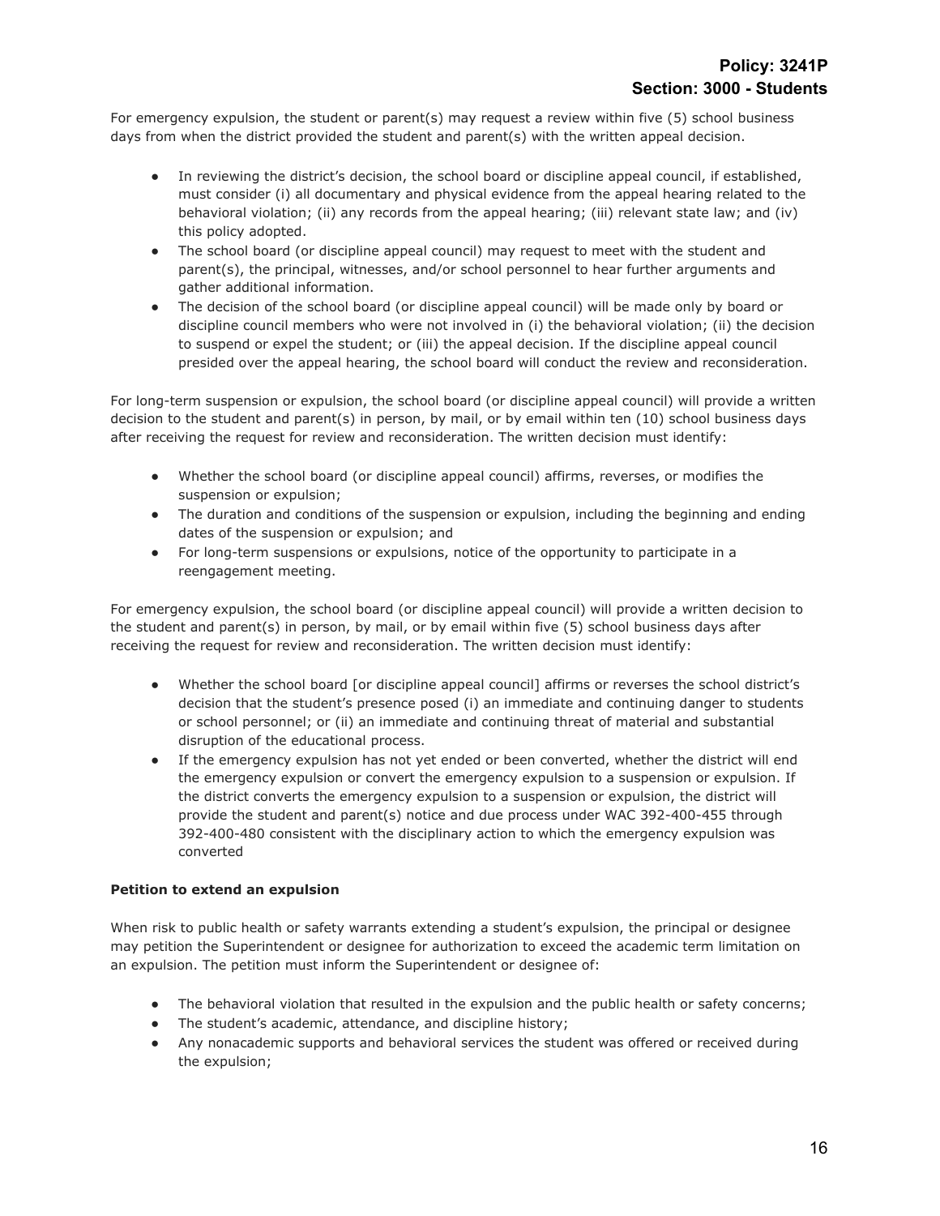For emergency expulsion, the student or parent(s) may request a review within five (5) school business days from when the district provided the student and parent(s) with the written appeal decision.

- In reviewing the district's decision, the school board or discipline appeal council, if established, must consider (i) all documentary and physical evidence from the appeal hearing related to the behavioral violation; (ii) any records from the appeal hearing; (iii) relevant state law; and (iv) this policy adopted.
- The school board (or discipline appeal council) may request to meet with the student and parent(s), the principal, witnesses, and/or school personnel to hear further arguments and gather additional information.
- The decision of the school board (or discipline appeal council) will be made only by board or discipline council members who were not involved in (i) the behavioral violation; (ii) the decision to suspend or expel the student; or (iii) the appeal decision. If the discipline appeal council presided over the appeal hearing, the school board will conduct the review and reconsideration.

For long-term suspension or expulsion, the school board (or discipline appeal council) will provide a written decision to the student and parent(s) in person, by mail, or by email within ten (10) school business days after receiving the request for review and reconsideration. The written decision must identify:

- Whether the school board (or discipline appeal council) affirms, reverses, or modifies the suspension or expulsion;
- The duration and conditions of the suspension or expulsion, including the beginning and ending dates of the suspension or expulsion; and
- For long-term suspensions or expulsions, notice of the opportunity to participate in a reengagement meeting.

For emergency expulsion, the school board (or discipline appeal council) will provide a written decision to the student and parent(s) in person, by mail, or by email within five (5) school business days after receiving the request for review and reconsideration. The written decision must identify:

- Whether the school board [or discipline appeal council] affirms or reverses the school district's decision that the student's presence posed (i) an immediate and continuing danger to students or school personnel; or (ii) an immediate and continuing threat of material and substantial disruption of the educational process.
- If the emergency expulsion has not yet ended or been converted, whether the district will end the emergency expulsion or convert the emergency expulsion to a suspension or expulsion. If the district converts the emergency expulsion to a suspension or expulsion, the district will provide the student and parent(s) notice and due process under WAC 392-400-455 through 392-400-480 consistent with the disciplinary action to which the emergency expulsion was converted

**Petition to extend an expulsion**

When risk to public health or safety warrants extending a student's expulsion, the principal or designee may petition the Superintendent or designee for authorization to exceed the academic term limitation on an expulsion. The petition must inform the Superintendent or designee of:

- The behavioral violation that resulted in the expulsion and the public health or safety concerns;
- The student's academic, attendance, and discipline history;
- Any nonacademic supports and behavioral services the student was offered or received during the expulsion;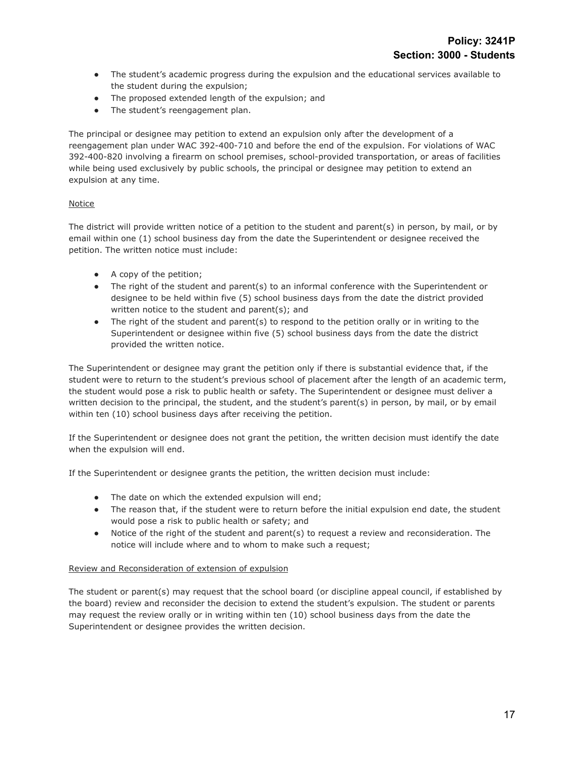- The student's academic progress during the expulsion and the educational services available to the student during the expulsion;
- The proposed extended length of the expulsion; and
- The student's reengagement plan.

The principal or designee may petition to extend an expulsion only after the development of a reengagement plan under WAC 392-400-710 and before the end of the expulsion. For violations of WAC 392-400-820 involving a firearm on school premises, school-provided transportation, or areas of facilities while being used exclusively by public schools, the principal or designee may petition to extend an expulsion at any time.

Notice

The district will provide written notice of a petition to the student and parent(s) in person, by mail, or by email within one (1) school business day from the date the Superintendent or designee received the petition. The written notice must include:

- A copy of the petition;
- The right of the student and parent(s) to an informal conference with the Superintendent or designee to be held within five (5) school business days from the date the district provided written notice to the student and parent(s); and
- The right of the student and parent(s) to respond to the petition orally or in writing to the Superintendent or designee within five (5) school business days from the date the district provided the written notice.

The Superintendent or designee may grant the petition only if there is substantial evidence that, if the student were to return to the student's previous school of placement after the length of an academic term, the student would pose a risk to public health or safety. The Superintendent or designee must deliver a written decision to the principal, the student, and the student's parent(s) in person, by mail, or by email within ten (10) school business days after receiving the petition.

If the Superintendent or designee does not grant the petition, the written decision must identify the date when the expulsion will end.

If the Superintendent or designee grants the petition, the written decision must include:

- The date on which the extended expulsion will end;
- The reason that, if the student were to return before the initial expulsion end date, the student would pose a risk to public health or safety; and
- Notice of the right of the student and parent(s) to request a review and reconsideration. The notice will include where and to whom to make such a request;

Review and Reconsideration of extension of expulsion

The student or parent(s) may request that the school board (or discipline appeal council, if established by the board) review and reconsider the decision to extend the student's expulsion. The student or parents may request the review orally or in writing within ten (10) school business days from the date the Superintendent or designee provides the written decision.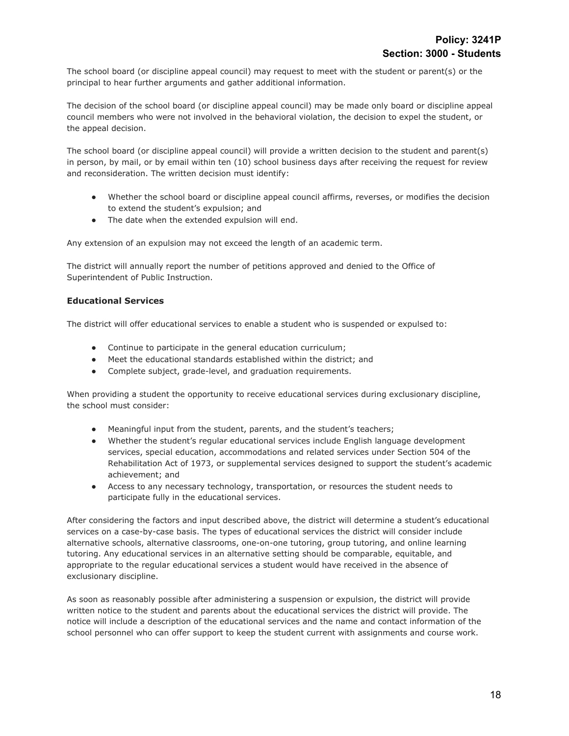The school board (or discipline appeal council) may request to meet with the student or parent(s) or the principal to hear further arguments and gather additional information.

The decision of the school board (or discipline appeal council) may be made only board or discipline appeal council members who were not involved in the behavioral violation, the decision to expel the student, or the appeal decision.

The school board (or discipline appeal council) will provide a written decision to the student and parent(s) in person, by mail, or by email within ten (10) school business days after receiving the request for review and reconsideration. The written decision must identify:

- Whether the school board or discipline appeal council affirms, reverses, or modifies the decision to extend the student's expulsion; and
- The date when the extended expulsion will end.

Any extension of an expulsion may not exceed the length of an academic term.

The district will annually report the number of petitions approved and denied to the Office of Superintendent of Public Instruction.

### Educational Services

The district will offer educational services to enable a student who is suspended or expulsed to:

- Continue to participate in the general education curriculum;
- Meet the educational standards established within the district; and
- Complete subject, grade-level, and graduation requirements.

When providing a student the opportunity to receive educational services during exclusionary discipline, the school must consider:

- Meaningful input from the student, parents, and the student's teachers;
- Whether the student's regular educational services include English language development services, special education, accommodations and related services under Section 504 of the Rehabilitation Act of 1973, or supplemental services designed to support the student's academic achievement; and
- Access to any necessary technology, transportation, or resources the student needs to participate fully in the educational services.

After considering the factors and input described above, the district will determine a student's educational services on a case-by-case basis. The types of educational services the district will consider include alternative schools, alternative classrooms, one-on-one tutoring, group tutoring, and online learning tutoring. Any educational services in an alternative setting should be comparable, equitable, and appropriate to the regular educational services a student would have received in the absence of exclusionary discipline.

As soon as reasonably possible after administering a suspension or expulsion, the district will provide written notice to the student and parents about the educational services the district will provide. The notice will include a description of the educational services and the name and contact information of the school personnel who can offer support to keep the student current with assignments and course work.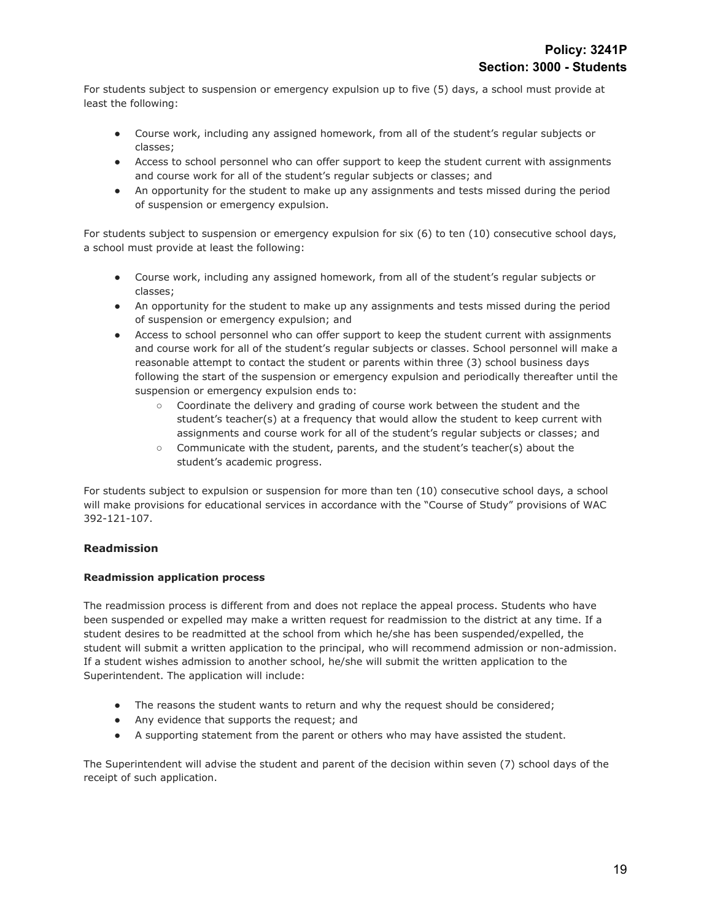For students subject to suspension or emergency expulsion up to five (5) days, a school must provide at least the following:

- Course work, including any assigned homework, from all of the student's regular subjects or classes;
- Access to school personnel who can offer support to keep the student current with assignments and course work for all of the student's regular subjects or classes; and
- An opportunity for the student to make up any assignments and tests missed during the period of suspension or emergency expulsion.

For students subject to suspension or emergency expulsion for six (6) to ten (10) consecutive school days, a school must provide at least the following:

- Course work, including any assigned homework, from all of the student's regular subjects or classes;
- An opportunity for the student to make up any assignments and tests missed during the period of suspension or emergency expulsion; and
- Access to school personnel who can offer support to keep the student current with assignments and course work for all of the student's regular subjects or classes. School personnel will make a reasonable attempt to contact the student or parents within three (3) school business days following the start of the suspension or emergency expulsion and periodically thereafter until the suspension or emergency expulsion ends to:
  - Coordinate the delivery and grading of course work between the student and the student's teacher(s) at a frequency that would allow the student to keep current with assignments and course work for all of the student's regular subjects or classes; and
  - Communicate with the student, parents, and the student's teacher(s) about the student's academic progress.

For students subject to expulsion or suspension for more than ten (10) consecutive school days, a school will make provisions for educational services in accordance with the "Course of Study" provisions of WAC 392-121-107.

### Readmission

#### Readmission application process

The readmission process is different from and does not replace the appeal process. Students who have been suspended or expelled may make a written request for readmission to the district at any time. If a student desires to be readmitted at the school from which he/she has been suspended/expelled, the student will submit a written application to the principal, who will recommend admission or non-admission. If a student wishes admission to another school, he/she will submit the written application to the Superintendent. The application will include:

- The reasons the student wants to return and why the request should be considered;
- Any evidence that supports the request; and
- A supporting statement from the parent or others who may have assisted the student.

The Superintendent will advise the student and parent of the decision within seven (7) school days of the receipt of such application.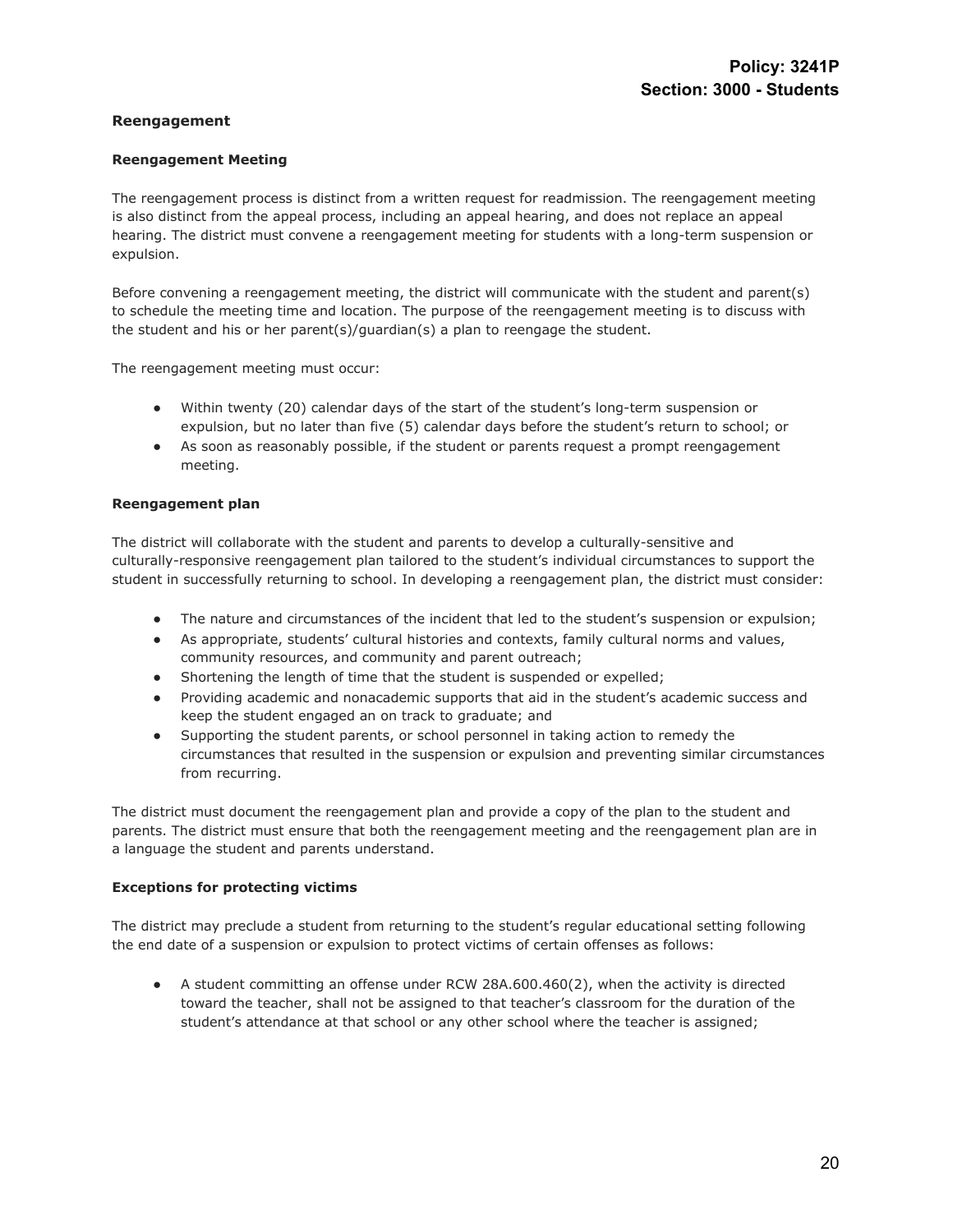### Reengagement

#### Reengagement Meeting

The reengagement process is distinct from a written request for readmission. The reengagement meeting is also distinct from the appeal process, including an appeal hearing, and does not replace an appeal hearing. The district must convene a reengagement meeting for students with a long-term suspension or expulsion.

Before convening a reengagement meeting, the district will communicate with the student and parent(s) to schedule the meeting time and location. The purpose of the reengagement meeting is to discuss with the student and his or her parent(s)/guardian(s) a plan to reengage the student.

The reengagement meeting must occur:

- Within twenty (20) calendar days of the start of the student's long-term suspension or expulsion, but no later than five (5) calendar days before the student's return to school; or
- As soon as reasonably possible, if the student or parents request a prompt reengagement meeting.

#### Reengagement plan

The district will collaborate with the student and parents to develop a culturally-sensitive and culturally-responsive reengagement plan tailored to the student's individual circumstances to support the student in successfully returning to school. In developing a reengagement plan, the district must consider:

- The nature and circumstances of the incident that led to the student's suspension or expulsion;
- As appropriate, students' cultural histories and contexts, family cultural norms and values, community resources, and community and parent outreach;
- Shortening the length of time that the student is suspended or expelled;
- Providing academic and nonacademic supports that aid in the student's academic success and keep the student engaged an on track to graduate; and
- Supporting the student parents, or school personnel in taking action to remedy the circumstances that resulted in the suspension or expulsion and preventing similar circumstances from recurring.

The district must document the reengagement plan and provide a copy of the plan to the student and parents. The district must ensure that both the reengagement meeting and the reengagement plan are in a language the student and parents understand.

#### Exceptions for protecting victims

The district may preclude a student from returning to the student's regular educational setting following the end date of a suspension or expulsion to protect victims of certain offenses as follows:

- A student committing an offense under RCW 28A.600.460(2), when the activity is directed toward the teacher, shall not be assigned to that teacher's classroom for the duration of the student's attendance at that school or any other school where the teacher is assigned;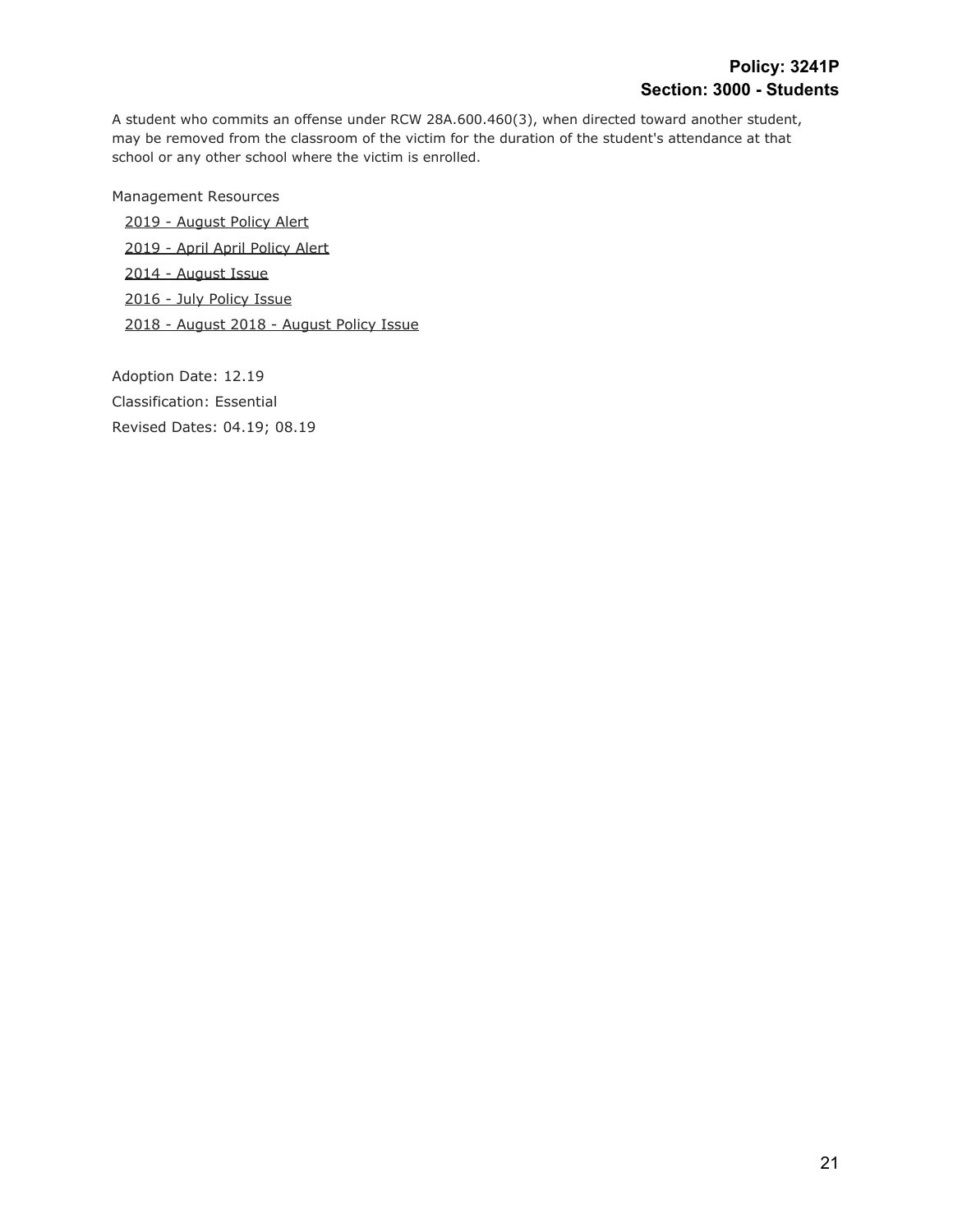A student who commits an offense under RCW 28A.600.460(3), when directed toward another student, may be removed from the classroom of the victim for the duration of the student's attendance at that school or any other school where the victim is enrolled.

Management Resources

- 2019 - August Policy Alert
- 2019 - April April Policy Alert
- 2014 - August Issue
- 2016 - July Policy Issue
- 2018 - August 2018 - August Policy Issue

Adoption Date: 12.19

Classification: Essential

Revised Dates: 04.19; 08.19